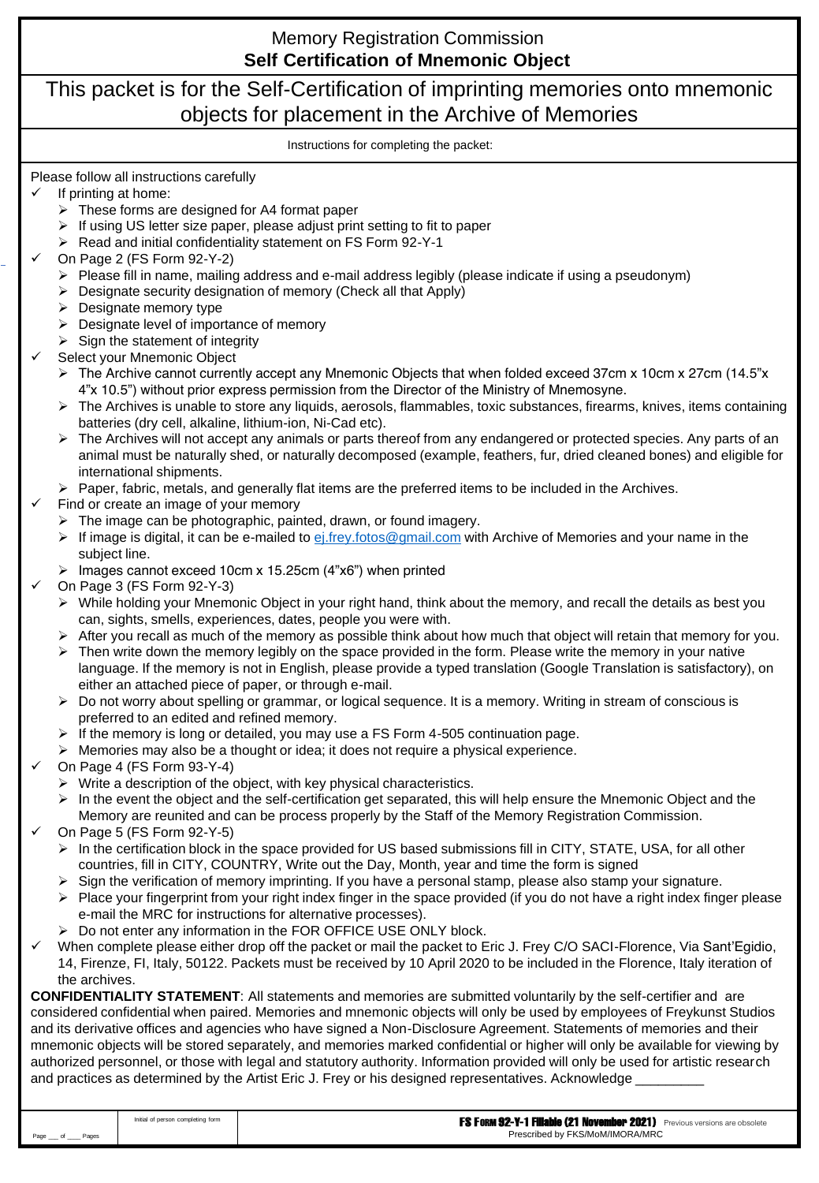# Memory Registration Commission
## Self Certification of Mnemonic Object

## This packet is for the Self-Certification of imprinting memories onto mnemonic objects for placement in the Archive of Memories

Instructions for completing the packet:

Please follow all instructions carefully

- ✓ If printing at home:
  - ➢ These forms are designed for A4 format paper
  - ➢ If using US letter size paper, please adjust print setting to fit to paper
  - ➢ Read and initial confidentiality statement on FS Form 92-Y-1
- ✓ On Page 2 (FS Form 92-Y-2)
  - ➢ Please fill in name, mailing address and e-mail address legibly (please indicate if using a pseudonym)
  - ➢ Designate security designation of memory (Check all that Apply)
  - ➢ Designate memory type
  - ➢ Designate level of importance of memory
  - ➢ Sign the statement of integrity
- ✓ Select your Mnemonic Object
  - ➢ The Archive cannot currently accept any Mnemonic Objects that when folded exceed 37cm x 10cm x 27cm (14.5"x 4"x 10.5") without prior express permission from the Director of the Ministry of Mnemosyne.
  - ➢ The Archives is unable to store any liquids, aerosols, flammables, toxic substances, firearms, knives, items containing batteries (dry cell, alkaline, lithium-ion, Ni-Cad etc).
  - ➢ The Archives will not accept any animals or parts thereof from any endangered or protected species. Any parts of an animal must be naturally shed, or naturally decomposed (example, feathers, fur, dried cleaned bones) and eligible for international shipments.
  - ➢ Paper, fabric, metals, and generally flat items are the preferred items to be included in the Archives.
- ✓ Find or create an image of your memory
  - ➢ The image can be photographic, painted, drawn, or found imagery.
  - ➢ If image is digital, it can be e-mailed to ej.frey.fotos@gmail.com with Archive of Memories and your name in the subject line.
  - ➢ Images cannot exceed 10cm x 15.25cm (4"x6") when printed
- ✓ On Page 3 (FS Form 92-Y-3)
  - ➢ While holding your Mnemonic Object in your right hand, think about the memory, and recall the details as best you can, sights, smells, experiences, dates, people you were with.
  - ➢ After you recall as much of the memory as possible think about how much that object will retain that memory for you.
  - ➢ Then write down the memory legibly on the space provided in the form. Please write the memory in your native language. If the memory is not in English, please provide a typed translation (Google Translation is satisfactory), on either an attached piece of paper, or through e-mail.
  - ➢ Do not worry about spelling or grammar, or logical sequence. It is a memory. Writing in stream of conscious is preferred to an edited and refined memory.
  - ➢ If the memory is long or detailed, you may use a FS Form 4-505 continuation page.
  - ➢ Memories may also be a thought or idea; it does not require a physical experience.
- ✓ On Page 4 (FS Form 93-Y-4)
  - ➢ Write a description of the object, with key physical characteristics.
  - ➢ In the event the object and the self-certification get separated, this will help ensure the Mnemonic Object and the Memory are reunited and can be process properly by the Staff of the Memory Registration Commission.
- ✓ On Page 5 (FS Form 92-Y-5)
  - ➢ In the certification block in the space provided for US based submissions fill in CITY, STATE, USA, for all other countries, fill in CITY, COUNTRY, Write out the Day, Month, year and time the form is signed
  - ➢ Sign the verification of memory imprinting. If you have a personal stamp, please also stamp your signature.
  - ➢ Place your fingerprint from your right index finger in the space provided (if you do not have a right index finger please e-mail the MRC for instructions for alternative processes).
  - ➢ Do not enter any information in the FOR OFFICE USE ONLY block.
- ✓ When complete please either drop off the packet or mail the packet to Eric J. Frey C/O SACI-Florence, Via Sant'Egidio, 14, Firenze, FI, Italy, 50122. Packets must be received by 10 April 2020 to be included in the Florence, Italy iteration of the archives.

**CONFIDENTIALITY STATEMENT**: All statements and memories are submitted voluntarily by the self-certifier and are considered confidential when paired. Memories and mnemonic objects will only be used by employees of Freykunst Studios and its derivative offices and agencies who have signed a Non-Disclosure Agreement. Statements of memories and their mnemonic objects will be stored separately, and memories marked confidential or higher will only be available for viewing by authorized personnel, or those with legal and statutory authority. Information provided will only be used for artistic research and practices as determined by the Artist Eric J. Frey or his designed representatives. Acknowledge _________

| Page ___ of ____ Pages | Initial of person completing form | **FS FORM 92-Y-1 Fillable (21 November 2021)** Previous versions are obsolete<br>Prescribed by FKS/MoM/IMORA/MRC |
|---|---|---|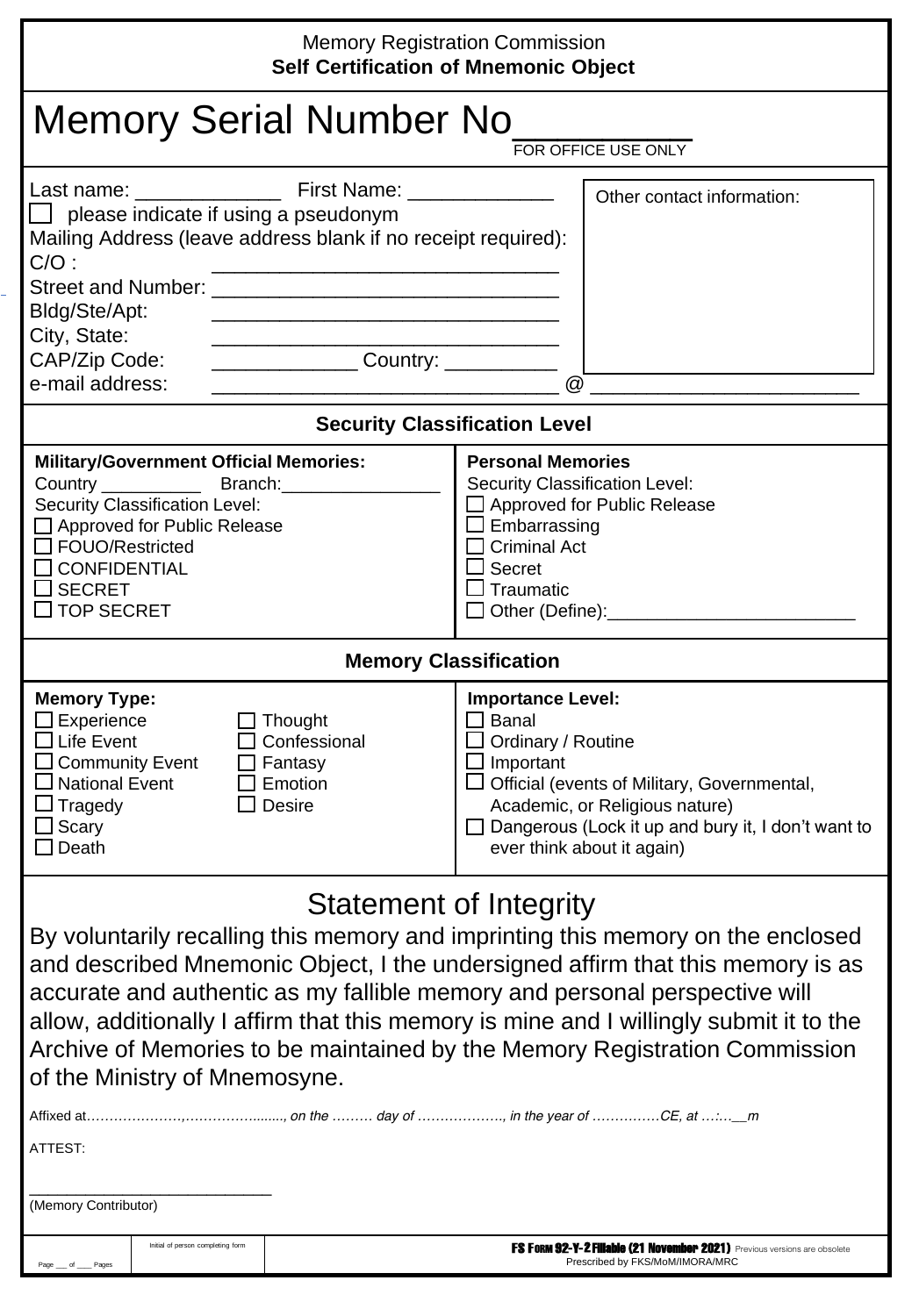Memory Registration Commission
**Self Certification of Mnemonic Object**

# Memory Serial Number No__________

FOR OFFICE USE ONLY

Last name: _____________ First Name: _____________

☐ please indicate if using a pseudonym

Mailing Address (leave address blank if no receipt required):

C/O : _______________________________

Street and Number: _______________________________

Bldg/Ste/Apt: _______________________________

City, State: _______________________________

CAP/Zip Code: _____________ Country: __________

e-mail address: _______________________________ @ ________________________

Other contact information:

## Security Classification Level

**Military/Government Official Memories:**

Country __________ Branch:________________

Security Classification Level:

- ☐ Approved for Public Release
- ☐ FOUO/Restricted
- ☐ CONFIDENTIAL
- ☐ SECRET
- ☐ TOP SECRET

**Personal Memories**

Security Classification Level:

- ☐ Approved for Public Release
- ☐ Embarrassing
- ☐ Criminal Act
- ☐ Secret
- ☐ Traumatic
- ☐ Other (Define):_________________________

## Memory Classification

**Memory Type:**

- ☐ Experience
- ☐ Life Event
- ☐ Community Event
- ☐ National Event
- ☐ Tragedy
- ☐ Scary
- ☐ Death
- ☐ Thought
- ☐ Confessional
- ☐ Fantasy
- ☐ Emotion
- ☐ Desire

**Importance Level:**

- ☐ Banal
- ☐ Ordinary / Routine
- ☐ Important
- ☐ Official (events of Military, Governmental, Academic, or Religious nature)
- ☐ Dangerous (Lock it up and bury it, I don't want to ever think about it again)

## Statement of Integrity

By voluntarily recalling this memory and imprinting this memory on the enclosed and described Mnemonic Object, I the undersigned affirm that this memory is as accurate and authentic as my fallible memory and personal perspective will allow, additionally I affirm that this memory is mine and I willingly submit it to the Archive of Memories to be maintained by the Memory Registration Commission of the Ministry of Mnemosyne.

*Affixed at…………………,……………........, on the ……… day of ………………., in the year of ……………CE, at …:…__m*

ATTEST:

___________________________

(Memory Contributor)

Page ___ of ___ Pages | Initial of person completing form

**FS FORM 92-Y-2 Fillable (21 November 2021)** Previous versions are obsolete
Prescribed by FKS/MoM/IMORA/MRC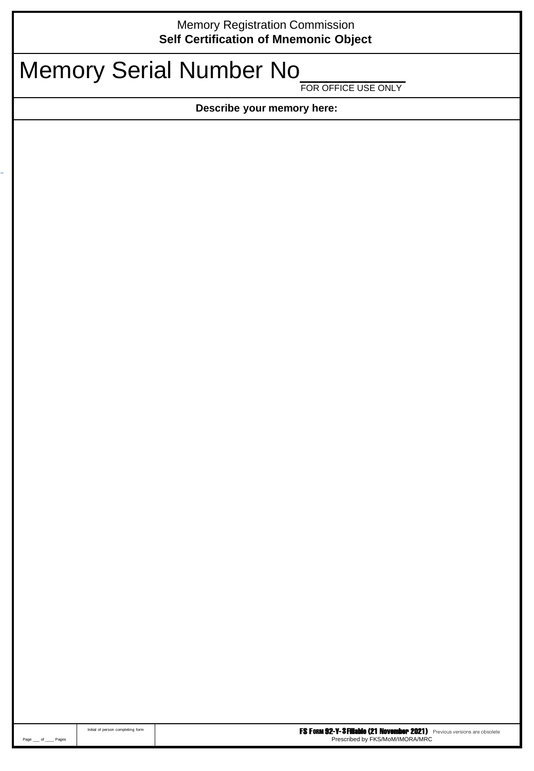Memory Registration Commission

**Self Certification of Mnemonic Object**

# Memory Serial Number No________

FOR OFFICE USE ONLY

**Describe your memory here:**

| Page ___ of ____ Pages | Initial of person completing form | **FS FORM 92-Y-3 Fillable (21 November 2021)** Previous versions are obsolete<br>Prescribed by FKS/MoM/IMORA/MRC |
|---|---|---|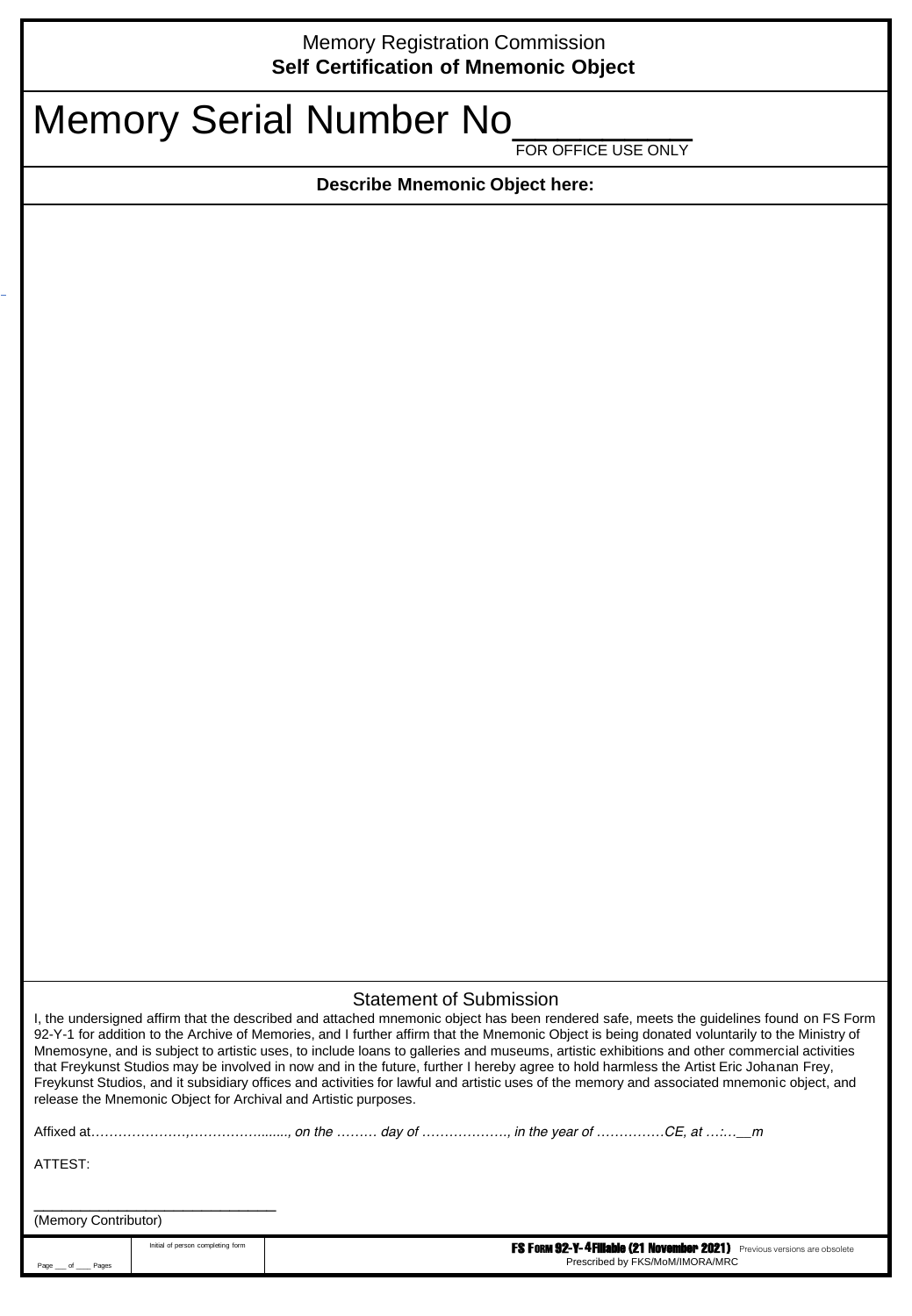Memory Registration Commission
**Self Certification of Mnemonic Object**

# Memory Serial Number No__________

FOR OFFICE USE ONLY

**Describe Mnemonic Object here:**

## Statement of Submission

I, the undersigned affirm that the described and attached mnemonic object has been rendered safe, meets the guidelines found on FS Form 92-Y-1 for addition to the Archive of Memories, and I further affirm that the Mnemonic Object is being donated voluntarily to the Ministry of Mnemosyne, and is subject to artistic uses, to include loans to galleries and museums, artistic exhibitions and other commercial activities that Freykunst Studios may be involved in now and in the future, further I hereby agree to hold harmless the Artist Eric Johanan Frey, Freykunst Studios, and it subsidiary offices and activities for lawful and artistic uses of the memory and associated mnemonic object, and release the Mnemonic Object for Archival and Artistic purposes.

Affixed at…………………,………………......., *on the ……… day of ………………., in the year of ……………CE, at …:…__m*

ATTEST:

________________________________
(Memory Contributor)

| Page ___ of ____ Pages | Initial of person completing form | **FS FORM 92-Y-4 Fillable (21 November 2021)** Previous versions are obsolete<br>Prescribed by FKS/MoM/IMORA/MRC |
|---|---|---|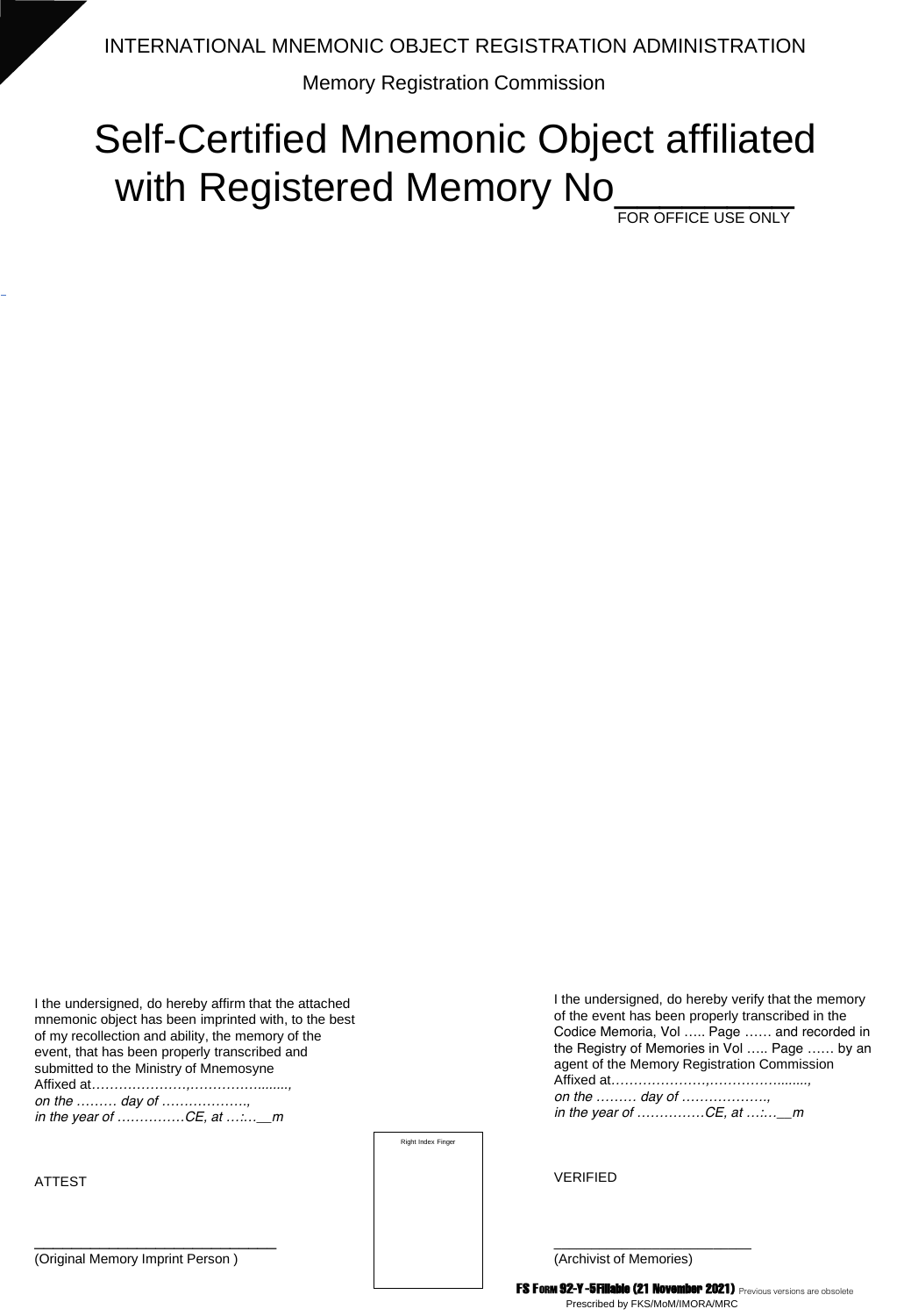INTERNATIONAL MNEMONIC OBJECT REGISTRATION ADMINISTRATION

Memory Registration Commission

# Self-Certified Mnemonic Object affiliated with Registered Memory No________

FOR OFFICE USE ONLY

I the undersigned, do hereby affirm that the attached mnemonic object has been imprinted with, to the best of my recollection and ability, the memory of the event, that has been properly transcribed and submitted to the Ministry of Mnemosyne
Affixed at…………………,……………........,
*on the ……… day of ……………….,*
*in the year of ……………CE, at …:…__m*

ATTEST

________________________________
(Original Memory Imprint Person )

Right Index Finger

I the undersigned, do hereby verify that the memory of the event has been properly transcribed in the Codice Memoria, Vol ….. Page …… and recorded in the Registry of Memories in Vol ….. Page …… by an agent of the Memory Registration Commission
Affixed at…………………,……………........,
*on the ……… day of ……………….,*
*in the year of ……………CE, at …:…__m*

VERIFIED

__________________________
(Archivist of Memories)

**FS FORM 92-Y -5Fillable (21 November 2021)** Previous versions are obsolete
Prescribed by FKS/MoM/IMORA/MRC